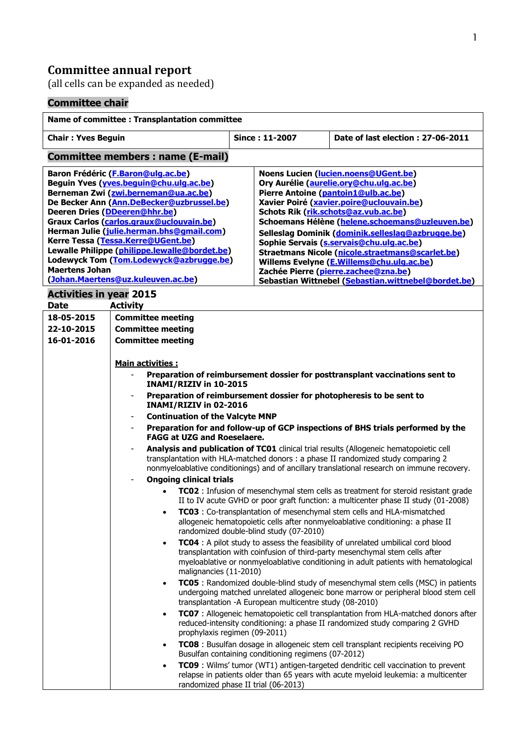# Committee annual report

(all cells can be expanded as needed)

## Committee chair

| Name of committee : Transplantation committee | | |
|---|---|---|
| **Chair : Yves Beguin** | **Since : 11-2007** | **Date of last election : 27-06-2011** |

## Committee members : name (E-mail)

**Baron Frédéric (F.Baron@ulg.ac.be)**
**Beguin Yves (yves.beguin@chu.ulg.ac.be)**
**Berneman Zwi (zwi.berneman@ua.ac.be)**
**De Becker Ann (Ann.DeBecker@uzbrussel.be)**
**Deeren Dries (DDeeren@hhr.be)**
**Graux Carlos (carlos.graux@uclouvain.be)**
**Herman Julie (julie.herman.bhs@gmail.com)**
**Kerre Tessa (Tessa.Kerre@UGent.be)**
**Lewalle Philippe (philippe.lewalle@bordet.be)**
**Lodewyck Tom (Tom.Lodewyck@azbrugge.be)**
**Maertens Johan (Johan.Maertens@uz.kuleuven.ac.be)**
**Noens Lucien (lucien.noens@UGent.be)**
**Ory Aurélie (aurelie.ory@chu.ulg.ac.be)**
**Pierre Antoine (pantoin1@ulb.ac.be)**
**Xavier Poiré (xavier.poire@uclouvain.be)**
**Schots Rik (rik.schots@az.vub.ac.be)**
**Schoemans Hélène (helene.schoemans@uzleuven.be)**
**Selleslag Dominik (dominik.selleslag@azbrugge.be)**
**Sophie Servais (s.servais@chu.ulg.ac.be)**
**Straetmans Nicole (nicole.straetmans@scarlet.be)**
**Willems Evelyne (E.Willems@chu.ulg.ac.be)**
**Zachée Pierre (pierre.zachee@zna.be)**
**Sebastian Wittnebel (Sebastian.wittnebel@bordet.be)**

## Activities in year 2015

| Date | Activity |
|---|---|
| 18-05-2015 | **Committee meeting** |
| 22-10-2015 | **Committee meeting** |
| 16-01-2016 | **Committee meeting** |

**Main activities :**

- **Preparation of reimbursement dossier for posttransplant vaccinations sent to INAMI/RIZIV in 10-2015**
- **Preparation of reimbursement dossier for photopheresis to be sent to INAMI/RIZIV in 02-2016**
- **Continuation of the Valcyte MNP**
- **Preparation for and follow-up of GCP inspections of BHS trials performed by the FAGG at UZG and Roeselaere.**
- **Analysis and publication of TC01** clinical trial results (Allogeneic hematopoietic cell transplantation with HLA-matched donors : a phase II randomized study comparing 2 nonmyeloablative conditionings) and of ancillary translational research on immune recovery.
- **Ongoing clinical trials**
  - **TC02** : Infusion of mesenchymal stem cells as treatment for steroid resistant grade II to IV acute GVHD or poor graft function: a multicenter phase II study (01-2008)
  - **TC03** : Co-transplantation of mesenchymal stem cells and HLA-mismatched allogeneic hematopoietic cells after nonmyeloablative conditioning: a phase II randomized double-blind study (07-2010)
  - **TC04** : A pilot study to assess the feasibility of unrelated umbilical cord blood transplantation with coinfusion of third-party mesenchymal stem cells after myeloablative or nonmyeloablative conditioning in adult patients with hematological malignancies (11-2010)
  - **TC05** : Randomized double-blind study of mesenchymal stem cells (MSC) in patients undergoing matched unrelated allogeneic bone marrow or peripheral blood stem cell transplantation -A European multicentre study (08-2010)
  - **TC07** : Allogeneic hematopoietic cell transplantation from HLA-matched donors after reduced-intensity conditioning: a phase II randomized study comparing 2 GVHD prophylaxis regimen (09-2011)
  - **TC08** : Busulfan dosage in allogeneic stem cell transplant recipients receiving PO Busulfan containing conditioning regimens (07-2012)
  - **TC09** : Wilms' tumor (WT1) antigen-targeted dendritic cell vaccination to prevent relapse in patients older than 65 years with acute myeloid leukemia: a multicenter randomized phase II trial (06-2013)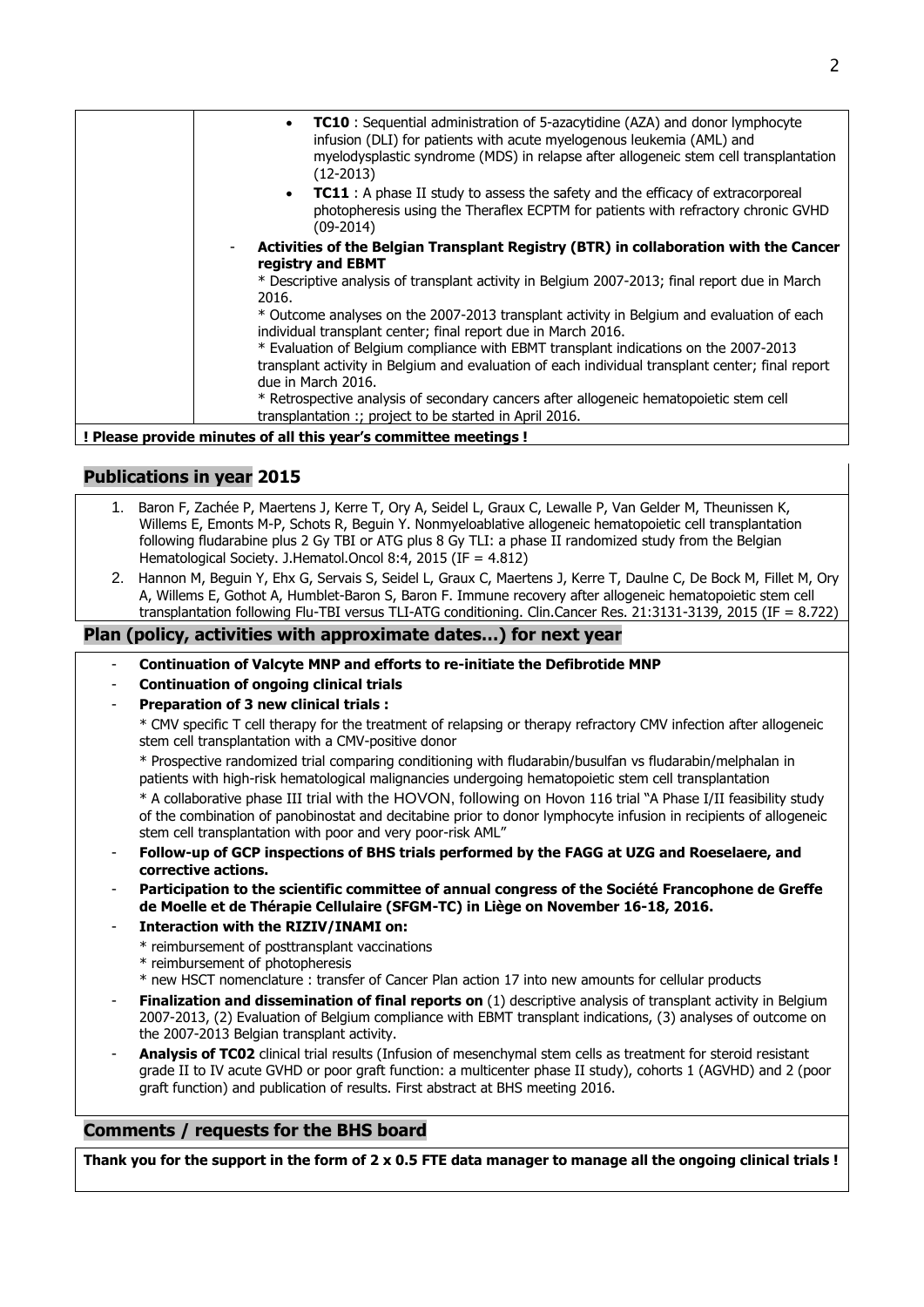- **TC10** : Sequential administration of 5-azacytidine (AZA) and donor lymphocyte infusion (DLI) for patients with acute myelogenous leukemia (AML) and myelodysplastic syndrome (MDS) in relapse after allogeneic stem cell transplantation (12-2013)
- **TC11** : A phase II study to assess the safety and the efficacy of extracorporeal photopheresis using the Theraflex ECPTM for patients with refractory chronic GVHD (09-2014)

- **Activities of the Belgian Transplant Registry (BTR) in collaboration with the Cancer registry and EBMT**

  * Descriptive analysis of transplant activity in Belgium 2007-2013; final report due in March 2016.

  * Outcome analyses on the 2007-2013 transplant activity in Belgium and evaluation of each individual transplant center; final report due in March 2016.

  * Evaluation of Belgium compliance with EBMT transplant indications on the 2007-2013 transplant activity in Belgium and evaluation of each individual transplant center; final report due in March 2016.

  * Retrospective analysis of secondary cancers after allogeneic hematopoietic stem cell transplantation :; project to be started in April 2016.

**! Please provide minutes of all this year's committee meetings !**

## Publications in year 2015

1. Baron F, Zachée P, Maertens J, Kerre T, Ory A, Seidel L, Graux C, Lewalle P, Van Gelder M, Theunissen K, Willems E, Emonts M-P, Schots R, Beguin Y. Nonmyeloablative allogeneic hematopoietic cell transplantation following fludarabine plus 2 Gy TBI or ATG plus 8 Gy TLI: a phase II randomized study from the Belgian Hematological Society. J.Hematol.Oncol 8:4, 2015 (IF = 4.812)
2. Hannon M, Beguin Y, Ehx G, Servais S, Seidel L, Graux C, Maertens J, Kerre T, Daulne C, De Bock M, Fillet M, Ory A, Willems E, Gothot A, Humblet-Baron S, Baron F. Immune recovery after allogeneic hematopoietic stem cell transplantation following Flu-TBI versus TLI-ATG conditioning. Clin.Cancer Res. 21:3131-3139, 2015 (IF = 8.722)

## Plan (policy, activities with approximate dates…) for next year

- **Continuation of Valcyte MNP and efforts to re-initiate the Defibrotide MNP**
- **Continuation of ongoing clinical trials**
- **Preparation of 3 new clinical trials :**

  * CMV specific T cell therapy for the treatment of relapsing or therapy refractory CMV infection after allogeneic stem cell transplantation with a CMV-positive donor

  * Prospective randomized trial comparing conditioning with fludarabin/busulfan vs fludarabin/melphalan in patients with high-risk hematological malignancies undergoing hematopoietic stem cell transplantation

  * A collaborative phase III trial with the HOVON, following on Hovon 116 trial "A Phase I/II feasibility study of the combination of panobinostat and decitabine prior to donor lymphocyte infusion in recipients of allogeneic stem cell transplantation with poor and very poor-risk AML"
- **Follow-up of GCP inspections of BHS trials performed by the FAGG at UZG and Roeselaere, and corrective actions.**
- **Participation to the scientific committee of annual congress of the Société Francophone de Greffe de Moelle et de Thérapie Cellulaire (SFGM-TC) in Liège on November 16-18, 2016.**
- **Interaction with the RIZIV/INAMI on:**

  * reimbursement of posttransplant vaccinations

  * reimbursement of photopheresis

  * new HSCT nomenclature : transfer of Cancer Plan action 17 into new amounts for cellular products
- **Finalization and dissemination of final reports on** (1) descriptive analysis of transplant activity in Belgium 2007-2013, (2) Evaluation of Belgium compliance with EBMT transplant indications, (3) analyses of outcome on the 2007-2013 Belgian transplant activity.
- **Analysis of TC02** clinical trial results (Infusion of mesenchymal stem cells as treatment for steroid resistant grade II to IV acute GVHD or poor graft function: a multicenter phase II study), cohorts 1 (AGVHD) and 2 (poor graft function) and publication of results. First abstract at BHS meeting 2016.

## Comments / requests for the BHS board

**Thank you for the support in the form of 2 x 0.5 FTE data manager to manage all the ongoing clinical trials !**